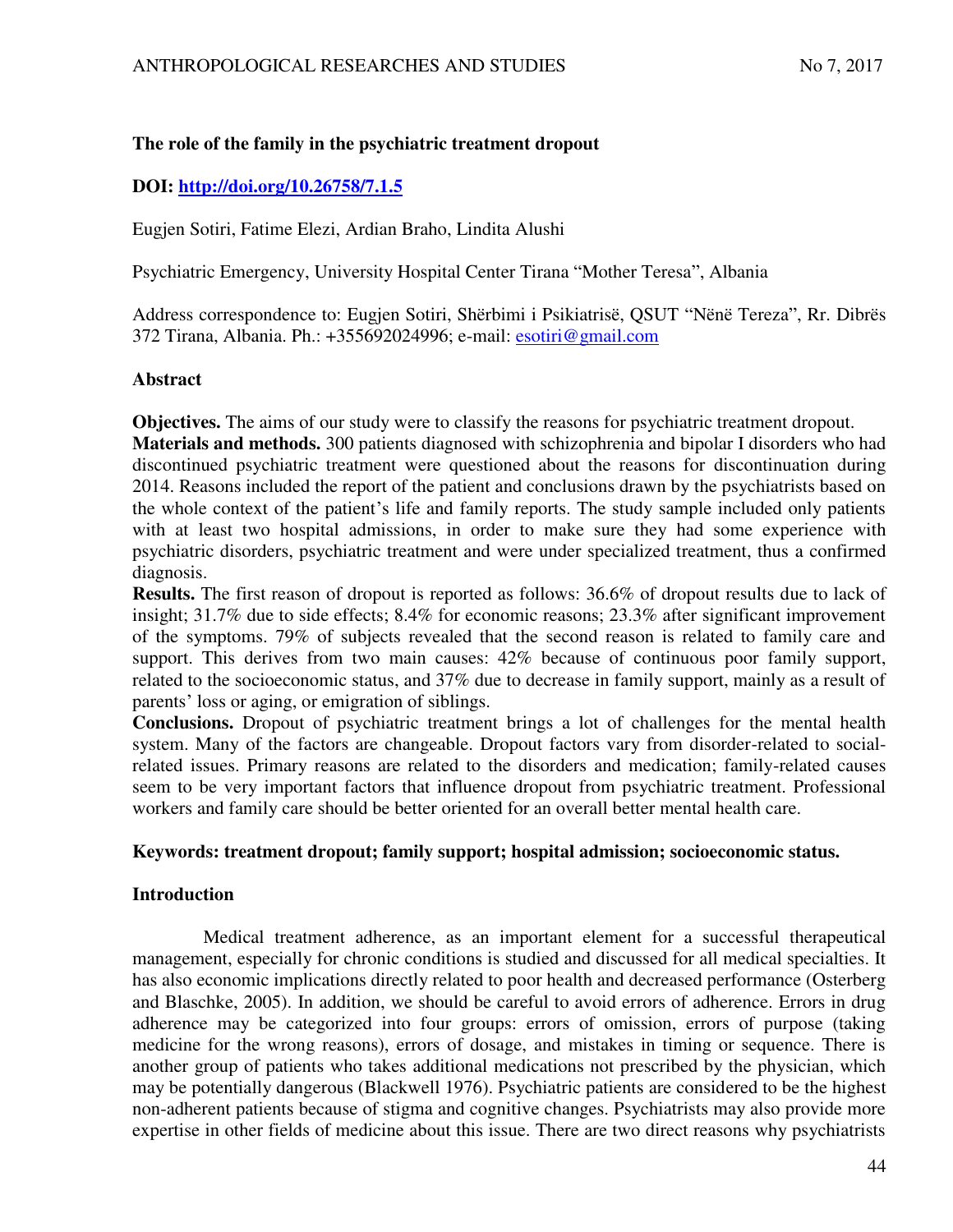# The role of the family in the psychiatric treatment dropout

**DOI: [http://doi.org/10.26758/7.1.5](http://doi.org/10.26758/7.1.5)**

Eugjen Sotiri, Fatime Elezi, Ardian Braho, Lindita Alushi

Psychiatric Emergency, University Hospital Center Tirana "Mother Teresa", Albania

Address correspondence to: Eugjen Sotiri, Shërbimi i Psikiatrisë, QSUT "Nënë Tereza", Rr. Dibrës 372 Tirana, Albania. Ph.: +355692024996; e-mail: [esotiri@gmail.com](mailto:esotiri@gmail.com)

## Abstract

**Objectives.** The aims of our study were to classify the reasons for psychiatric treatment dropout.

**Materials and methods.** 300 patients diagnosed with schizophrenia and bipolar I disorders who had discontinued psychiatric treatment were questioned about the reasons for discontinuation during 2014. Reasons included the report of the patient and conclusions drawn by the psychiatrists based on the whole context of the patient's life and family reports. The study sample included only patients with at least two hospital admissions, in order to make sure they had some experience with psychiatric disorders, psychiatric treatment and were under specialized treatment, thus a confirmed diagnosis.

**Results.** The first reason of dropout is reported as follows: 36.6% of dropout results due to lack of insight; 31.7% due to side effects; 8.4% for economic reasons; 23.3% after significant improvement of the symptoms. 79% of subjects revealed that the second reason is related to family care and support. This derives from two main causes: 42% because of continuous poor family support, related to the socioeconomic status, and 37% due to decrease in family support, mainly as a result of parents' loss or aging, or emigration of siblings.

**Conclusions.** Dropout of psychiatric treatment brings a lot of challenges for the mental health system. Many of the factors are changeable. Dropout factors vary from disorder-related to social-related issues. Primary reasons are related to the disorders and medication; family-related causes seem to be very important factors that influence dropout from psychiatric treatment. Professional workers and family care should be better oriented for an overall better mental health care.

**Keywords: treatment dropout; family support; hospital admission; socioeconomic status.**

## Introduction

Medical treatment adherence, as an important element for a successful therapeutical management, especially for chronic conditions is studied and discussed for all medical specialties. It has also economic implications directly related to poor health and decreased performance (Osterberg and Blaschke, 2005). In addition, we should be careful to avoid errors of adherence. Errors in drug adherence may be categorized into four groups: errors of omission, errors of purpose (taking medicine for the wrong reasons), errors of dosage, and mistakes in timing or sequence. There is another group of patients who takes additional medications not prescribed by the physician, which may be potentially dangerous (Blackwell 1976). Psychiatric patients are considered to be the highest non-adherent patients because of stigma and cognitive changes. Psychiatrists may also provide more expertise in other fields of medicine about this issue. There are two direct reasons why psychiatrists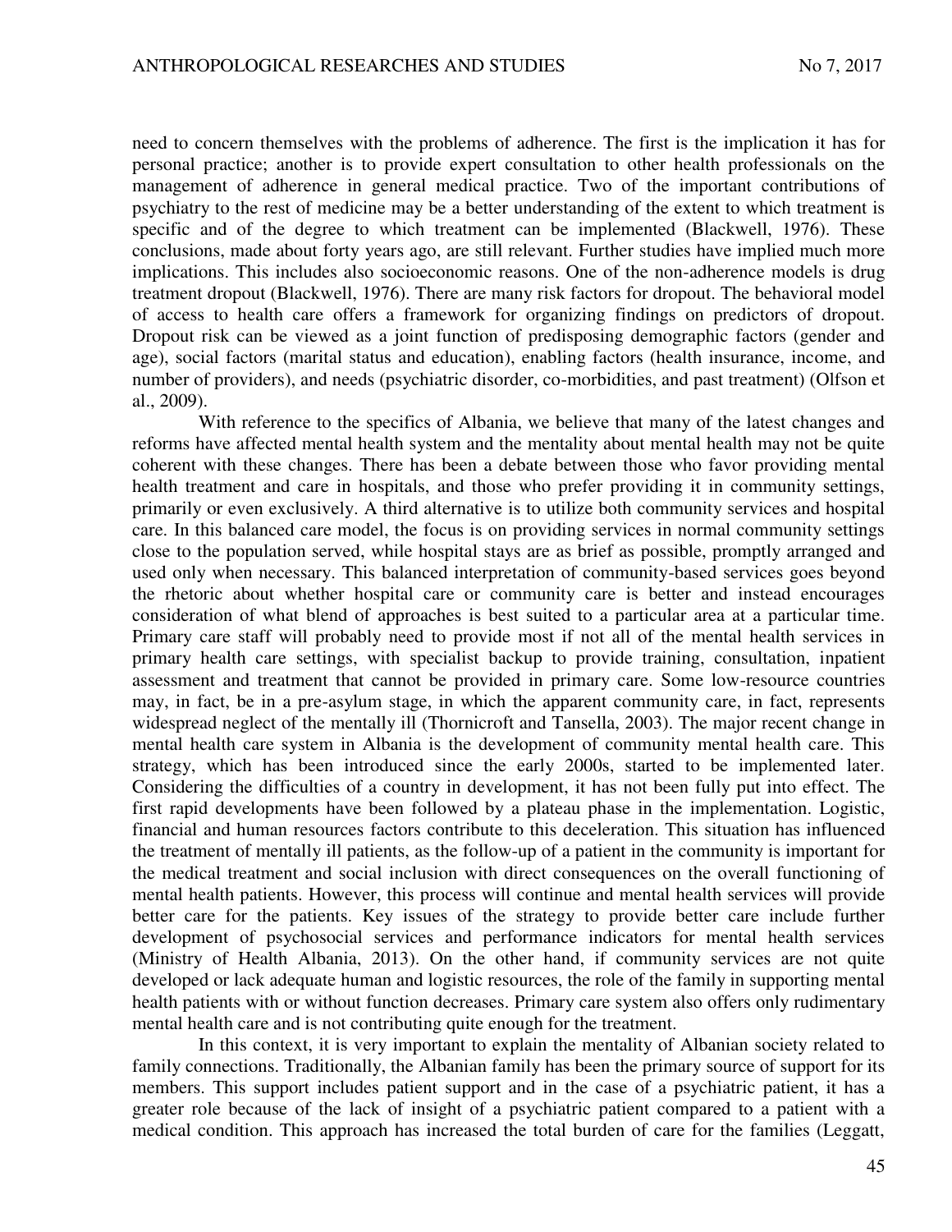need to concern themselves with the problems of adherence. The first is the implication it has for personal practice; another is to provide expert consultation to other health professionals on the management of adherence in general medical practice. Two of the important contributions of psychiatry to the rest of medicine may be a better understanding of the extent to which treatment is specific and of the degree to which treatment can be implemented (Blackwell, 1976). These conclusions, made about forty years ago, are still relevant. Further studies have implied much more implications. This includes also socioeconomic reasons. One of the non-adherence models is drug treatment dropout (Blackwell, 1976). There are many risk factors for dropout. The behavioral model of access to health care offers a framework for organizing findings on predictors of dropout. Dropout risk can be viewed as a joint function of predisposing demographic factors (gender and age), social factors (marital status and education), enabling factors (health insurance, income, and number of providers), and needs (psychiatric disorder, co-morbidities, and past treatment) (Olfson et al., 2009).

With reference to the specifics of Albania, we believe that many of the latest changes and reforms have affected mental health system and the mentality about mental health may not be quite coherent with these changes. There has been a debate between those who favor providing mental health treatment and care in hospitals, and those who prefer providing it in community settings, primarily or even exclusively. A third alternative is to utilize both community services and hospital care. In this balanced care model, the focus is on providing services in normal community settings close to the population served, while hospital stays are as brief as possible, promptly arranged and used only when necessary. This balanced interpretation of community-based services goes beyond the rhetoric about whether hospital care or community care is better and instead encourages consideration of what blend of approaches is best suited to a particular area at a particular time. Primary care staff will probably need to provide most if not all of the mental health services in primary health care settings, with specialist backup to provide training, consultation, inpatient assessment and treatment that cannot be provided in primary care. Some low-resource countries may, in fact, be in a pre-asylum stage, in which the apparent community care, in fact, represents widespread neglect of the mentally ill (Thornicroft and Tansella, 2003). The major recent change in mental health care system in Albania is the development of community mental health care. This strategy, which has been introduced since the early 2000s, started to be implemented later. Considering the difficulties of a country in development, it has not been fully put into effect. The first rapid developments have been followed by a plateau phase in the implementation. Logistic, financial and human resources factors contribute to this deceleration. This situation has influenced the treatment of mentally ill patients, as the follow-up of a patient in the community is important for the medical treatment and social inclusion with direct consequences on the overall functioning of mental health patients. However, this process will continue and mental health services will provide better care for the patients. Key issues of the strategy to provide better care include further development of psychosocial services and performance indicators for mental health services (Ministry of Health Albania, 2013). On the other hand, if community services are not quite developed or lack adequate human and logistic resources, the role of the family in supporting mental health patients with or without function decreases. Primary care system also offers only rudimentary mental health care and is not contributing quite enough for the treatment.

In this context, it is very important to explain the mentality of Albanian society related to family connections. Traditionally, the Albanian family has been the primary source of support for its members. This support includes patient support and in the case of a psychiatric patient, it has a greater role because of the lack of insight of a psychiatric patient compared to a patient with a medical condition. This approach has increased the total burden of care for the families (Leggatt,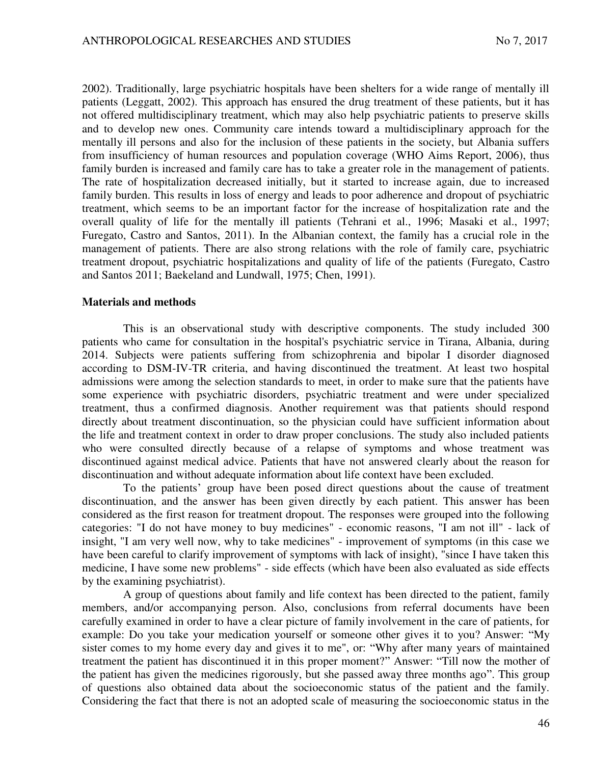2002). Traditionally, large psychiatric hospitals have been shelters for a wide range of mentally ill patients (Leggatt, 2002). This approach has ensured the drug treatment of these patients, but it has not offered multidisciplinary treatment, which may also help psychiatric patients to preserve skills and to develop new ones. Community care intends toward a multidisciplinary approach for the mentally ill persons and also for the inclusion of these patients in the society, but Albania suffers from insufficiency of human resources and population coverage (WHO Aims Report, 2006), thus family burden is increased and family care has to take a greater role in the management of patients. The rate of hospitalization decreased initially, but it started to increase again, due to increased family burden. This results in loss of energy and leads to poor adherence and dropout of psychiatric treatment, which seems to be an important factor for the increase of hospitalization rate and the overall quality of life for the mentally ill patients (Tehrani et al., 1996; Masaki et al., 1997; Furegato, Castro and Santos, 2011). In the Albanian context, the family has a crucial role in the management of patients. There are also strong relations with the role of family care, psychiatric treatment dropout, psychiatric hospitalizations and quality of life of the patients (Furegato, Castro and Santos 2011; Baekeland and Lundwall, 1975; Chen, 1991).

## Materials and methods

This is an observational study with descriptive components. The study included 300 patients who came for consultation in the hospital's psychiatric service in Tirana, Albania, during 2014. Subjects were patients suffering from schizophrenia and bipolar I disorder diagnosed according to DSM-IV-TR criteria, and having discontinued the treatment. At least two hospital admissions were among the selection standards to meet, in order to make sure that the patients have some experience with psychiatric disorders, psychiatric treatment and were under specialized treatment, thus a confirmed diagnosis. Another requirement was that patients should respond directly about treatment discontinuation, so the physician could have sufficient information about the life and treatment context in order to draw proper conclusions. The study also included patients who were consulted directly because of a relapse of symptoms and whose treatment was discontinued against medical advice. Patients that have not answered clearly about the reason for discontinuation and without adequate information about life context have been excluded.

To the patients' group have been posed direct questions about the cause of treatment discontinuation, and the answer has been given directly by each patient. This answer has been considered as the first reason for treatment dropout. The responses were grouped into the following categories: "I do not have money to buy medicines" - economic reasons, "I am not ill" - lack of insight, "I am very well now, why to take medicines" - improvement of symptoms (in this case we have been careful to clarify improvement of symptoms with lack of insight), "since I have taken this medicine, I have some new problems" - side effects (which have been also evaluated as side effects by the examining psychiatrist).

A group of questions about family and life context has been directed to the patient, family members, and/or accompanying person. Also, conclusions from referral documents have been carefully examined in order to have a clear picture of family involvement in the care of patients, for example: Do you take your medication yourself or someone other gives it to you? Answer: "My sister comes to my home every day and gives it to me", or: "Why after many years of maintained treatment the patient has discontinued it in this proper moment?" Answer: "Till now the mother of the patient has given the medicines rigorously, but she passed away three months ago". This group of questions also obtained data about the socioeconomic status of the patient and the family. Considering the fact that there is not an adopted scale of measuring the socioeconomic status in the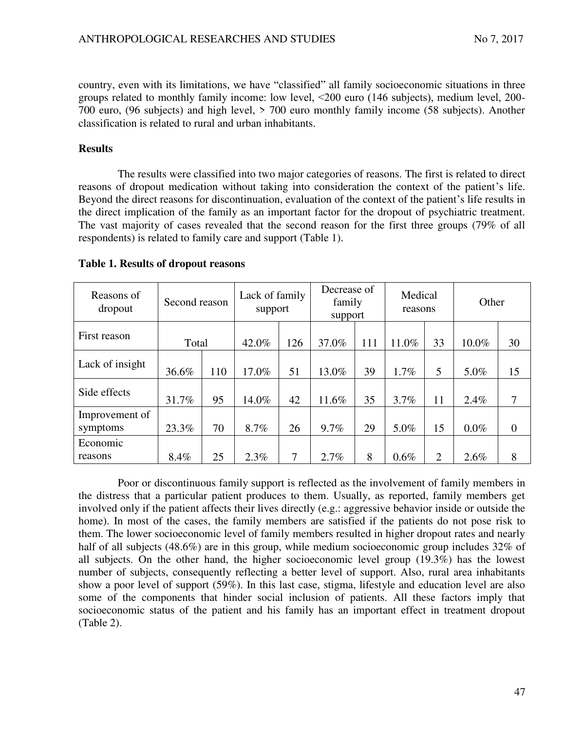country, even with its limitations, we have "classified" all family socioeconomic situations in three groups related to monthly family income: low level, <200 euro (146 subjects), medium level, 200-700 euro, (96 subjects) and high level, > 700 euro monthly family income (58 subjects). Another classification is related to rural and urban inhabitants.

**Results**

The results were classified into two major categories of reasons. The first is related to direct reasons of dropout medication without taking into consideration the context of the patient's life. Beyond the direct reasons for discontinuation, evaluation of the context of the patient's life results in the direct implication of the family as an important factor for the dropout of psychiatric treatment. The vast majority of cases revealed that the second reason for the first three groups (79% of all respondents) is related to family care and support (Table 1).

**Table 1. Results of dropout reasons**

| Reasons of dropout | Second reason | | Lack of family support | | Decrease of family support | | Medical reasons | | Other | |
|---|---|---|---|---|---|---|---|---|---|---|
| First reason | Total | | 42.0% | 126 | 37.0% | 111 | 11.0% | 33 | 10.0% | 30 |
| Lack of insight | 36.6% | 110 | 17.0% | 51 | 13.0% | 39 | 1.7% | 5 | 5.0% | 15 |
| Side effects | 31.7% | 95 | 14.0% | 42 | 11.6% | 35 | 3.7% | 11 | 2.4% | 7 |
| Improvement of symptoms | 23.3% | 70 | 8.7% | 26 | 9.7% | 29 | 5.0% | 15 | 0.0% | 0 |
| Economic reasons | 8.4% | 25 | 2.3% | 7 | 2.7% | 8 | 0.6% | 2 | 2.6% | 8 |

Poor or discontinuous family support is reflected as the involvement of family members in the distress that a particular patient produces to them. Usually, as reported, family members get involved only if the patient affects their lives directly (e.g.: aggressive behavior inside or outside the home). In most of the cases, the family members are satisfied if the patients do not pose risk to them. The lower socioeconomic level of family members resulted in higher dropout rates and nearly half of all subjects (48.6%) are in this group, while medium socioeconomic group includes 32% of all subjects. On the other hand, the higher socioeconomic level group (19.3%) has the lowest number of subjects, consequently reflecting a better level of support. Also, rural area inhabitants show a poor level of support (59%). In this last case, stigma, lifestyle and education level are also some of the components that hinder social inclusion of patients. All these factors imply that socioeconomic status of the patient and his family has an important effect in treatment dropout (Table 2).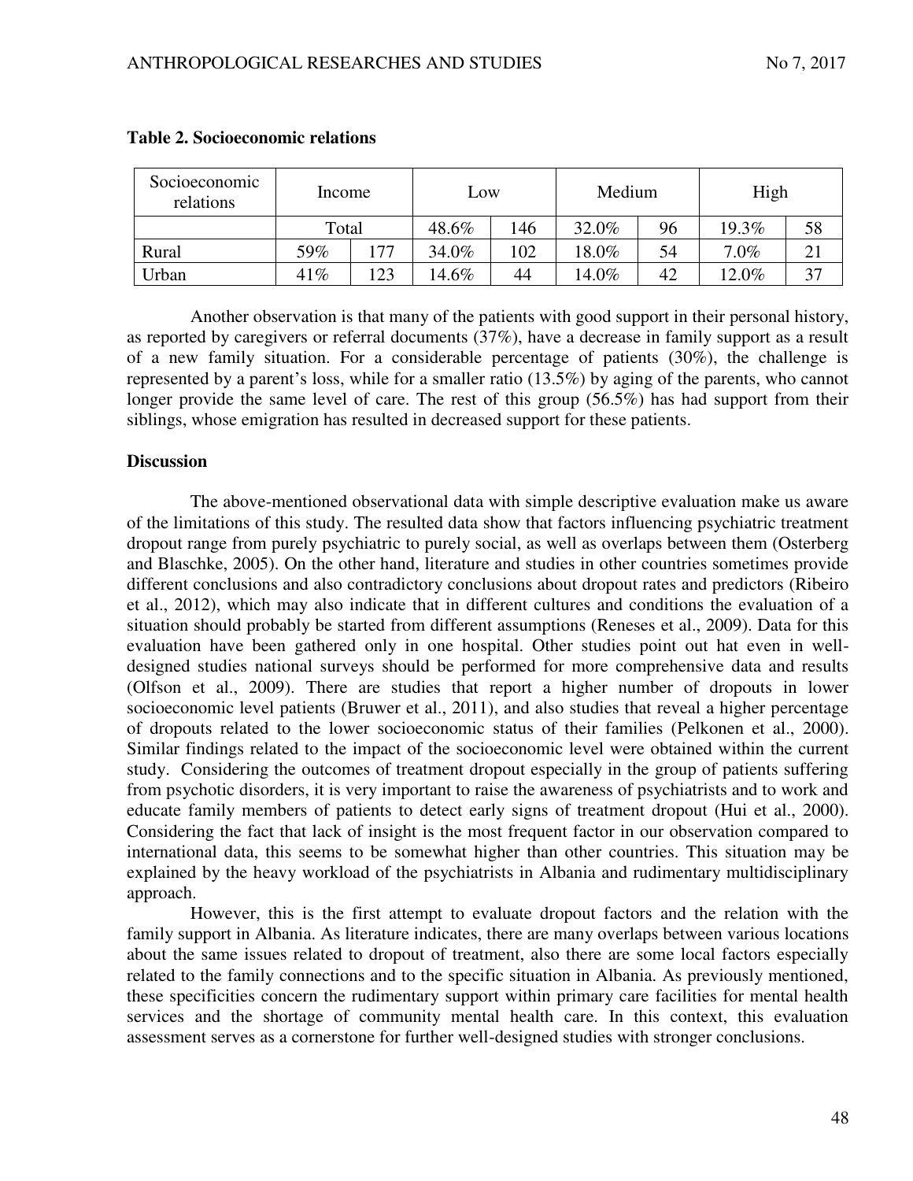**Table 2. Socioeconomic relations**

| Socioeconomic relations | Income | | Low | | Medium | | High | |
|---|---|---|---|---|---|---|---|---|
| | Total | | 48.6% | 146 | 32.0% | 96 | 19.3% | 58 |
| Rural | 59% | 177 | 34.0% | 102 | 18.0% | 54 | 7.0% | 21 |
| Urban | 41% | 123 | 14.6% | 44 | 14.0% | 42 | 12.0% | 37 |

Another observation is that many of the patients with good support in their personal history, as reported by caregivers or referral documents (37%), have a decrease in family support as a result of a new family situation. For a considerable percentage of patients (30%), the challenge is represented by a parent's loss, while for a smaller ratio (13.5%) by aging of the parents, who cannot longer provide the same level of care. The rest of this group (56.5%) has had support from their siblings, whose emigration has resulted in decreased support for these patients.

**Discussion**

The above-mentioned observational data with simple descriptive evaluation make us aware of the limitations of this study. The resulted data show that factors influencing psychiatric treatment dropout range from purely psychiatric to purely social, as well as overlaps between them (Osterberg and Blaschke, 2005). On the other hand, literature and studies in other countries sometimes provide different conclusions and also contradictory conclusions about dropout rates and predictors (Ribeiro et al., 2012), which may also indicate that in different cultures and conditions the evaluation of a situation should probably be started from different assumptions (Reneses et al., 2009). Data for this evaluation have been gathered only in one hospital. Other studies point out hat even in well-designed studies national surveys should be performed for more comprehensive data and results (Olfson et al., 2009). There are studies that report a higher number of dropouts in lower socioeconomic level patients (Bruwer et al., 2011), and also studies that reveal a higher percentage of dropouts related to the lower socioeconomic status of their families (Pelkonen et al., 2000). Similar findings related to the impact of the socioeconomic level were obtained within the current study. Considering the outcomes of treatment dropout especially in the group of patients suffering from psychotic disorders, it is very important to raise the awareness of psychiatrists and to work and educate family members of patients to detect early signs of treatment dropout (Hui et al., 2000). Considering the fact that lack of insight is the most frequent factor in our observation compared to international data, this seems to be somewhat higher than other countries. This situation may be explained by the heavy workload of the psychiatrists in Albania and rudimentary multidisciplinary approach.

However, this is the first attempt to evaluate dropout factors and the relation with the family support in Albania. As literature indicates, there are many overlaps between various locations about the same issues related to dropout of treatment, also there are some local factors especially related to the family connections and to the specific situation in Albania. As previously mentioned, these specificities concern the rudimentary support within primary care facilities for mental health services and the shortage of community mental health care. In this context, this evaluation assessment serves as a cornerstone for further well-designed studies with stronger conclusions.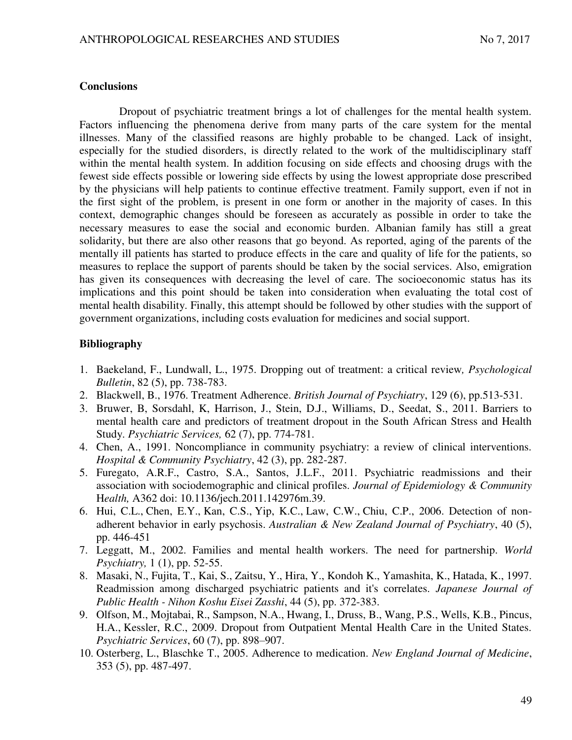## Conclusions

Dropout of psychiatric treatment brings a lot of challenges for the mental health system. Factors influencing the phenomena derive from many parts of the care system for the mental illnesses. Many of the classified reasons are highly probable to be changed. Lack of insight, especially for the studied disorders, is directly related to the work of the multidisciplinary staff within the mental health system. In addition focusing on side effects and choosing drugs with the fewest side effects possible or lowering side effects by using the lowest appropriate dose prescribed by the physicians will help patients to continue effective treatment. Family support, even if not in the first sight of the problem, is present in one form or another in the majority of cases. In this context, demographic changes should be foreseen as accurately as possible in order to take the necessary measures to ease the social and economic burden. Albanian family has still a great solidarity, but there are also other reasons that go beyond. As reported, aging of the parents of the mentally ill patients has started to produce effects in the care and quality of life for the patients, so measures to replace the support of parents should be taken by the social services. Also, emigration has given its consequences with decreasing the level of care. The socioeconomic status has its implications and this point should be taken into consideration when evaluating the total cost of mental health disability. Finally, this attempt should be followed by other studies with the support of government organizations, including costs evaluation for medicines and social support.

## Bibliography

1. Baekeland, F., Lundwall, L., 1975. Dropping out of treatment: a critical review*, Psychological Bulletin*, 82 (5), pp. 738-783.
2. Blackwell, B., 1976. Treatment Adherence. *British Journal of Psychiatry*, 129 (6), pp.513-531.
3. Bruwer, B, Sorsdahl, K, Harrison, J., Stein, D.J., Williams, D., Seedat, S., 2011. Barriers to mental health care and predictors of treatment dropout in the South African Stress and Health Study. *Psychiatric Services,* 62 (7), pp. 774-781.
4. Chen, A., 1991. Noncompliance in community psychiatry: a review of clinical interventions. *Hospital & Community Psychiatry*, 42 (3), pp. 282-287.
5. Furegato, A.R.F., Castro, S.A., Santos, J.L.F., 2011. Psychiatric readmissions and their association with sociodemographic and clinical profiles. *Journal of Epidemiology & Community Health,* A362 doi: 10.1136/jech.2011.142976m.39.
6. Hui, C.L., Chen, E.Y., Kan, C.S., Yip, K.C., Law, C.W., Chiu, C.P., 2006. Detection of non-adherent behavior in early psychosis. *Australian & New Zealand Journal of Psychiatry*, 40 (5), pp. 446-451
7. Leggatt, M., 2002. Families and mental health workers. The need for partnership. *World Psychiatry,* 1 (1), pp. 52-55.
8. Masaki, N., Fujita, T., Kai, S., Zaitsu, Y., Hira, Y., Kondoh K., Yamashita, K., Hatada, K., 1997. Readmission among discharged psychiatric patients and it's correlates. *Japanese Journal of Public Health - Nihon Koshu Eisei Zasshi*, 44 (5), pp. 372-383.
9. Olfson, M., Mojtabai, R., Sampson, N.A., Hwang, I., Druss, B., Wang, P.S., Wells, K.B., Pincus, H.A., Kessler, R.C., 2009. Dropout from Outpatient Mental Health Care in the United States. *Psychiatric Services*, 60 (7), pp. 898–907.
10. Osterberg, L., Blaschke T., 2005. Adherence to medication. *New England Journal of Medicine*, 353 (5), pp. 487-497.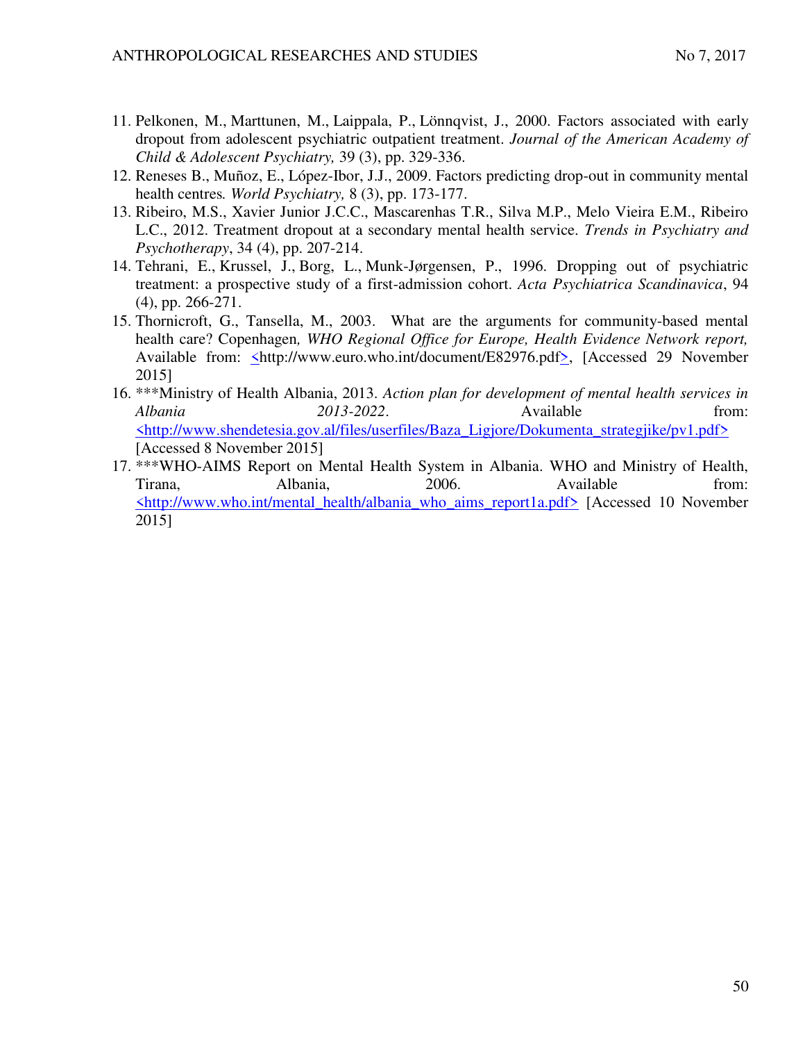11. Pelkonen, M., Marttunen, M., Laippala, P., Lönnqvist, J., 2000. Factors associated with early dropout from adolescent psychiatric outpatient treatment. *Journal of the American Academy of Child & Adolescent Psychiatry,* 39 (3), pp. 329-336.
12. Reneses B., Muñoz, E., López-Ibor, J.J., 2009. Factors predicting drop-out in community mental health centres*. World Psychiatry,* 8 (3), pp. 173-177.
13. Ribeiro, M.S., Xavier Junior J.C.C., Mascarenhas T.R., Silva M.P., Melo Vieira E.M., Ribeiro L.C., 2012. Treatment dropout at a secondary mental health service. *Trends in Psychiatry and Psychotherapy*, 34 (4), pp. 207-214.
14. Tehrani, E., Krussel, J., Borg, L., Munk-Jørgensen, P., 1996. Dropping out of psychiatric treatment: a prospective study of a first-admission cohort. *Acta Psychiatrica Scandinavica*, 94 (4), pp. 266-271.
15. Thornicroft, G., Tansella, M., 2003. What are the arguments for community-based mental health care? Copenhagen*, WHO Regional Office for Europe, Health Evidence Network report,* Available from: <http://www.euro.who.int/document/E82976.pdf>, [Accessed 29 November 2015]
16. ***Ministry of Health Albania, 2013. *Action plan for development of mental health services in Albania 2013-2022*. Available from: <http://www.shendetesia.gov.al/files/userfiles/Baza_Ligjore/Dokumenta_strategjike/pv1.pdf> [Accessed 8 November 2015]
17. ***WHO-AIMS Report on Mental Health System in Albania. WHO and Ministry of Health, Tirana, Albania, 2006. Available from: <http://www.who.int/mental_health/albania_who_aims_report1a.pdf> [Accessed 10 November 2015]